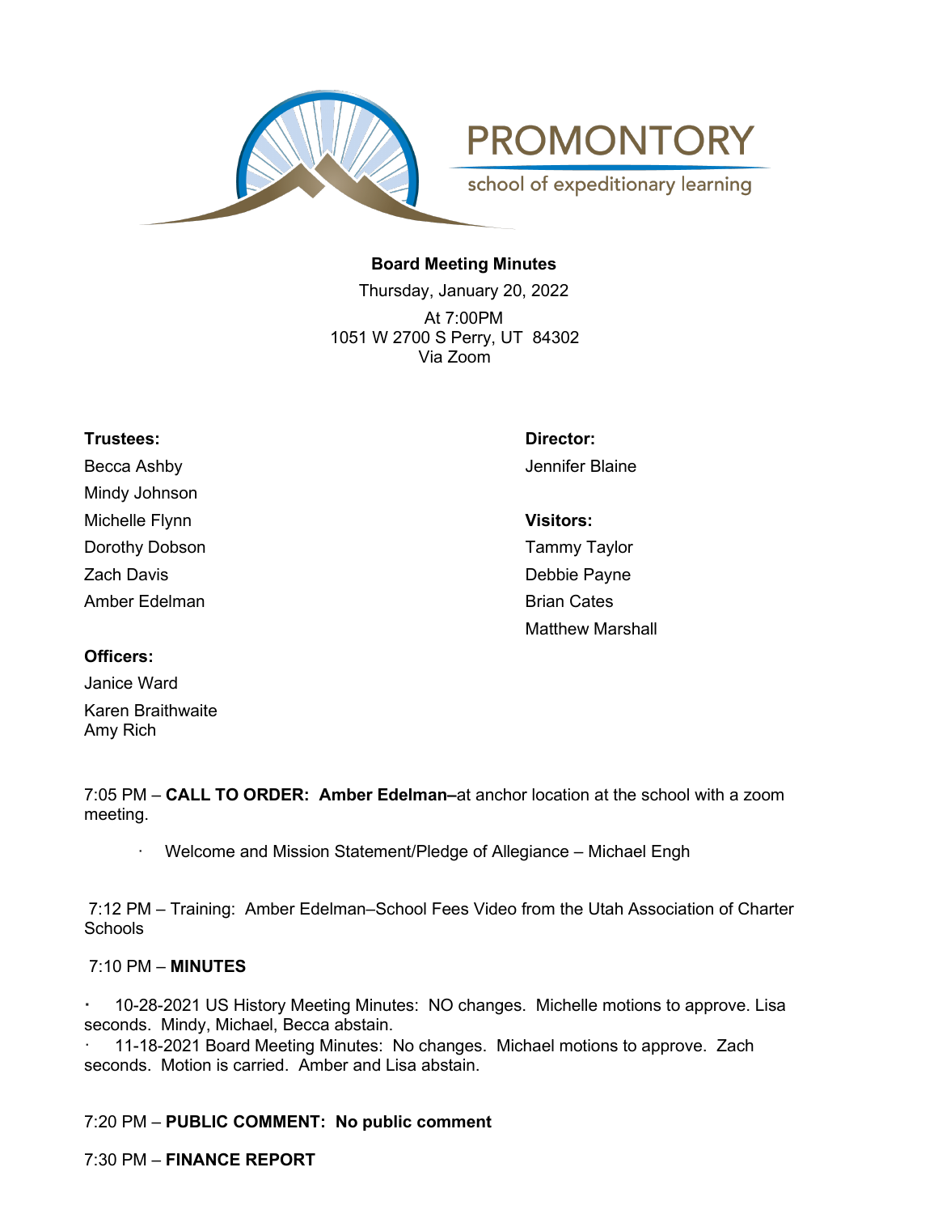PROMONTORY

school of expeditionary learning

**Board Meeting Minutes**

Thursday, January 20, 2022

At 7:00PM
1051 W 2700 S Perry, UT 84302
Via Zoom

**Trustees:**

Becca Ashby
Mindy Johnson
Michelle Flynn
Dorothy Dobson
Zach Davis
Amber Edelman

**Officers:**

Janice Ward
Karen Braithwaite
Amy Rich

**Director:**

Jennifer Blaine

**Visitors:**

Tammy Taylor
Debbie Payne
Brian Cates
Matthew Marshall

7:05 PM – **CALL TO ORDER: Amber Edelman–**at anchor location at the school with a zoom meeting.

- Welcome and Mission Statement/Pledge of Allegiance – Michael Engh

7:12 PM – Training: Amber Edelman–School Fees Video from the Utah Association of Charter Schools

7:10 PM – **MINUTES**

- 10-28-2021 US History Meeting Minutes: NO changes. Michelle motions to approve. Lisa seconds. Mindy, Michael, Becca abstain.
- 11-18-2021 Board Meeting Minutes: No changes. Michael motions to approve. Zach seconds. Motion is carried. Amber and Lisa abstain.

7:20 PM – **PUBLIC COMMENT: No public comment**

7:30 PM – **FINANCE REPORT**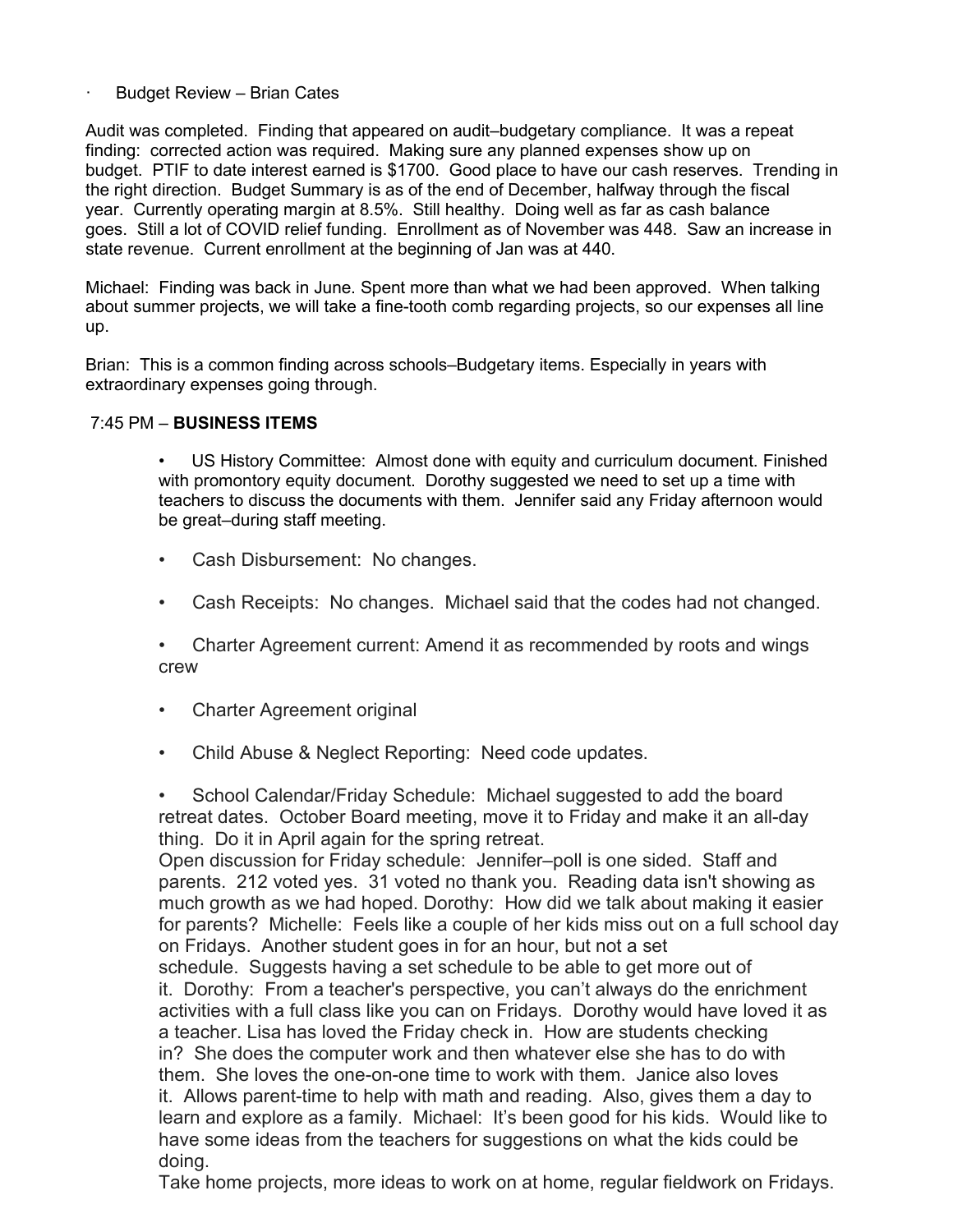- Budget Review – Brian Cates

Audit was completed. Finding that appeared on audit–budgetary compliance. It was a repeat finding: corrected action was required. Making sure any planned expenses show up on budget. PTIF to date interest earned is $1700. Good place to have our cash reserves. Trending in the right direction. Budget Summary is as of the end of December, halfway through the fiscal year. Currently operating margin at 8.5%. Still healthy. Doing well as far as cash balance goes. Still a lot of COVID relief funding. Enrollment as of November was 448. Saw an increase in state revenue. Current enrollment at the beginning of Jan was at 440.

Michael: Finding was back in June. Spent more than what we had been approved. When talking about summer projects, we will take a fine-tooth comb regarding projects, so our expenses all line up.

Brian: This is a common finding across schools–Budgetary items. Especially in years with extraordinary expenses going through.

7:45 PM – **BUSINESS ITEMS**

- US History Committee: Almost done with equity and curriculum document. Finished with promontory equity document. Dorothy suggested we need to set up a time with teachers to discuss the documents with them. Jennifer said any Friday afternoon would be great–during staff meeting.

- Cash Disbursement: No changes.

- Cash Receipts: No changes. Michael said that the codes had not changed.

- Charter Agreement current: Amend it as recommended by roots and wings crew

- Charter Agreement original

- Child Abuse & Neglect Reporting: Need code updates.

- School Calendar/Friday Schedule: Michael suggested to add the board retreat dates. October Board meeting, move it to Friday and make it an all-day thing. Do it in April again for the spring retreat.
  Open discussion for Friday schedule: Jennifer–poll is one sided. Staff and parents. 212 voted yes. 31 voted no thank you. Reading data isn't showing as much growth as we had hoped. Dorothy: How did we talk about making it easier for parents? Michelle: Feels like a couple of her kids miss out on a full school day on Fridays. Another student goes in for an hour, but not a set schedule. Suggests having a set schedule to be able to get more out of it. Dorothy: From a teacher's perspective, you can't always do the enrichment activities with a full class like you can on Fridays. Dorothy would have loved it as a teacher. Lisa has loved the Friday check in. How are students checking in? She does the computer work and then whatever else she has to do with them. She loves the one-on-one time to work with them. Janice also loves it. Allows parent-time to help with math and reading. Also, gives them a day to learn and explore as a family. Michael: It's been good for his kids. Would like to have some ideas from the teachers for suggestions on what the kids could be doing.
  Take home projects, more ideas to work on at home, regular fieldwork on Fridays.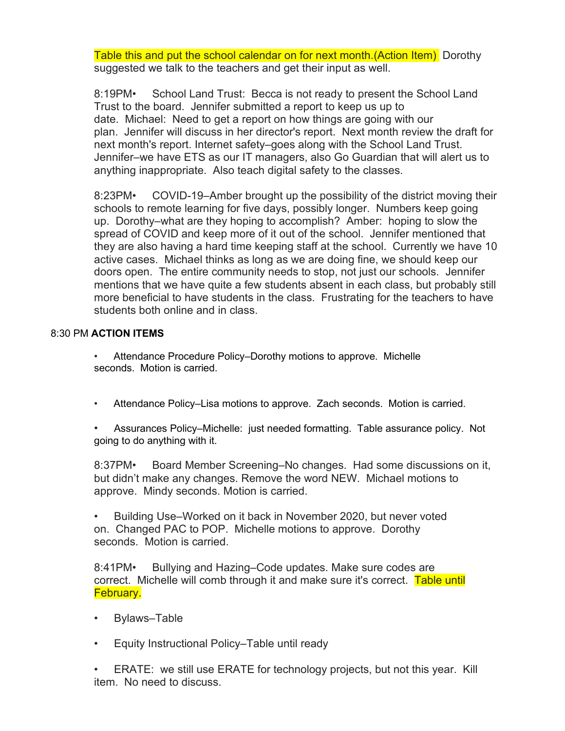Table this and put the school calendar on for next month.(Action Item) Dorothy suggested we talk to the teachers and get their input as well.

8:19PM• School Land Trust: Becca is not ready to present the School Land Trust to the board. Jennifer submitted a report to keep us up to date. Michael: Need to get a report on how things are going with our plan. Jennifer will discuss in her director's report. Next month review the draft for next month's report. Internet safety–goes along with the School Land Trust. Jennifer–we have ETS as our IT managers, also Go Guardian that will alert us to anything inappropriate. Also teach digital safety to the classes.

8:23PM• COVID-19–Amber brought up the possibility of the district moving their schools to remote learning for five days, possibly longer. Numbers keep going up. Dorothy–what are they hoping to accomplish? Amber: hoping to slow the spread of COVID and keep more of it out of the school. Jennifer mentioned that they are also having a hard time keeping staff at the school. Currently we have 10 active cases. Michael thinks as long as we are doing fine, we should keep our doors open. The entire community needs to stop, not just our schools. Jennifer mentions that we have quite a few students absent in each class, but probably still more beneficial to have students in the class. Frustrating for the teachers to have students both online and in class.

8:30 PM **ACTION ITEMS**

- Attendance Procedure Policy–Dorothy motions to approve. Michelle seconds. Motion is carried.

- Attendance Policy–Lisa motions to approve. Zach seconds. Motion is carried.

- Assurances Policy–Michelle: just needed formatting. Table assurance policy. Not going to do anything with it.

8:37PM• Board Member Screening–No changes. Had some discussions on it, but didn't make any changes. Remove the word NEW. Michael motions to approve. Mindy seconds. Motion is carried.

- Building Use–Worked on it back in November 2020, but never voted on. Changed PAC to POP. Michelle motions to approve. Dorothy seconds. Motion is carried.

8:41PM• Bullying and Hazing–Code updates. Make sure codes are correct. Michelle will comb through it and make sure it's correct. Table until February.

- Bylaws–Table

- Equity Instructional Policy–Table until ready

- ERATE: we still use ERATE for technology projects, but not this year. Kill item. No need to discuss.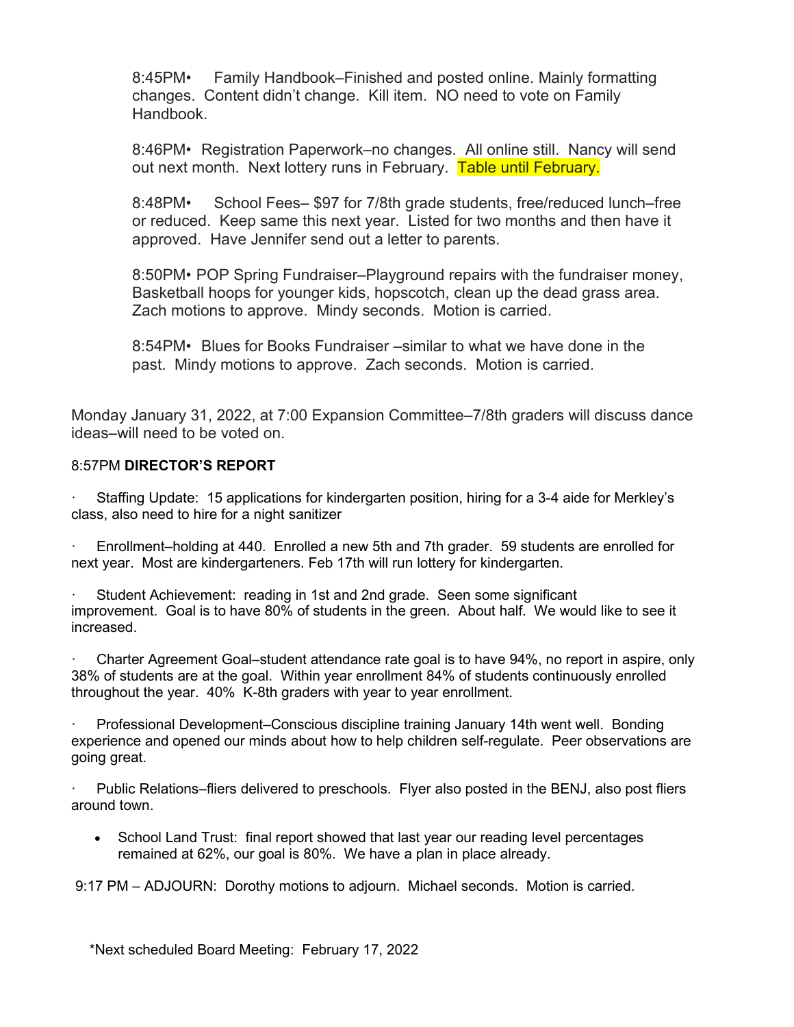8:45PM• Family Handbook–Finished and posted online. Mainly formatting changes. Content didn't change. Kill item. NO need to vote on Family Handbook.

8:46PM• Registration Paperwork–no changes. All online still. Nancy will send out next month. Next lottery runs in February. Table until February.

8:48PM• School Fees– $97 for 7/8th grade students, free/reduced lunch–free or reduced. Keep same this next year. Listed for two months and then have it approved. Have Jennifer send out a letter to parents.

8:50PM• POP Spring Fundraiser–Playground repairs with the fundraiser money, Basketball hoops for younger kids, hopscotch, clean up the dead grass area. Zach motions to approve. Mindy seconds. Motion is carried.

8:54PM• Blues for Books Fundraiser –similar to what we have done in the past. Mindy motions to approve. Zach seconds. Motion is carried.

Monday January 31, 2022, at 7:00 Expansion Committee–7/8th graders will discuss dance ideas–will need to be voted on.

8:57PM **DIRECTOR'S REPORT**

· Staffing Update: 15 applications for kindergarten position, hiring for a 3-4 aide for Merkley's class, also need to hire for a night sanitizer

· Enrollment–holding at 440. Enrolled a new 5th and 7th grader. 59 students are enrolled for next year. Most are kindergarteners. Feb 17th will run lottery for kindergarten.

· Student Achievement: reading in 1st and 2nd grade. Seen some significant improvement. Goal is to have 80% of students in the green. About half. We would like to see it increased.

· Charter Agreement Goal–student attendance rate goal is to have 94%, no report in aspire, only 38% of students are at the goal. Within year enrollment 84% of students continuously enrolled throughout the year. 40% K-8th graders with year to year enrollment.

· Professional Development–Conscious discipline training January 14th went well. Bonding experience and opened our minds about how to help children self-regulate. Peer observations are going great.

· Public Relations–fliers delivered to preschools. Flyer also posted in the BENJ, also post fliers around town.

- School Land Trust: final report showed that last year our reading level percentages remained at 62%, our goal is 80%. We have a plan in place already.

9:17 PM – ADJOURN: Dorothy motions to adjourn. Michael seconds. Motion is carried.

*Next scheduled Board Meeting: February 17, 2022